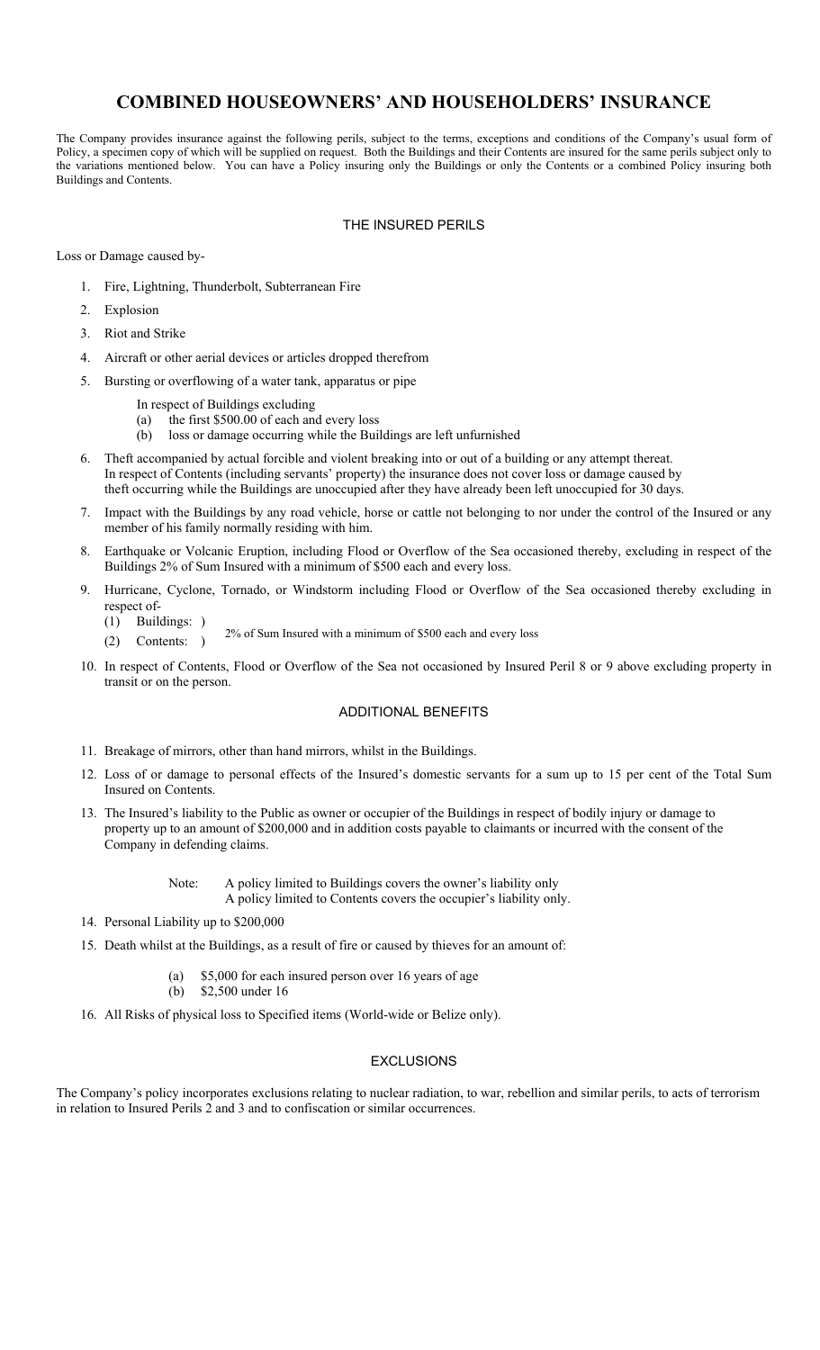# COMBINED HOUSEOWNERS' AND HOUSEHOLDERS' INSURANCE

The Company provides insurance against the following perils, subject to the terms, exceptions and conditions of the Company's usual form of Policy, a specimen copy of which will be supplied on request. Both the Buildings and their Contents are insured for the same perils subject only to the variations mentioned below. You can have a Policy insuring only the Buildings or only the Contents or a combined Policy insuring both Buildings and Contents.

## THE INSURED PERILS

Loss or Damage caused by-

1. Fire, Lightning, Thunderbolt, Subterranean Fire
2. Explosion
3. Riot and Strike
4. Aircraft or other aerial devices or articles dropped therefrom
5. Bursting or overflowing of a water tank, apparatus or pipe

   In respect of Buildings excluding
   (a) the first $500.00 of each and every loss
   (b) loss or damage occurring while the Buildings are left unfurnished

6. Theft accompanied by actual forcible and violent breaking into or out of a building or any attempt thereat. In respect of Contents (including servants' property) the insurance does not cover loss or damage caused by theft occurring while the Buildings are unoccupied after they have already been left unoccupied for 30 days.
7. Impact with the Buildings by any road vehicle, horse or cattle not belonging to nor under the control of the Insured or any member of his family normally residing with him.
8. Earthquake or Volcanic Eruption, including Flood or Overflow of the Sea occasioned thereby, excluding in respect of the Buildings 2% of Sum Insured with a minimum of $500 each and every loss.
9. Hurricane, Cyclone, Tornado, or Windstorm including Flood or Overflow of the Sea occasioned thereby excluding in respect of-
   (1) Buildings: )
   (2) Contents: ) 2% of Sum Insured with a minimum of $500 each and every loss
10. In respect of Contents, Flood or Overflow of the Sea not occasioned by Insured Peril 8 or 9 above excluding property in transit or on the person.

## ADDITIONAL BENEFITS

11. Breakage of mirrors, other than hand mirrors, whilst in the Buildings.
12. Loss of or damage to personal effects of the Insured's domestic servants for a sum up to 15 per cent of the Total Sum Insured on Contents.
13. The Insured's liability to the Public as owner or occupier of the Buildings in respect of bodily injury or damage to property up to an amount of $200,000 and in addition costs payable to claimants or incurred with the consent of the Company in defending claims.

    Note: A policy limited to Buildings covers the owner's liability only
    A policy limited to Contents covers the occupier's liability only.

14. Personal Liability up to $200,000
15. Death whilst at the Buildings, as a result of fire or caused by thieves for an amount of:
    (a) $5,000 for each insured person over 16 years of age
    (b) $2,500 under 16
16. All Risks of physical loss to Specified items (World-wide or Belize only).

## EXCLUSIONS

The Company's policy incorporates exclusions relating to nuclear radiation, to war, rebellion and similar perils, to acts of terrorism in relation to Insured Perils 2 and 3 and to confiscation or similar occurrences.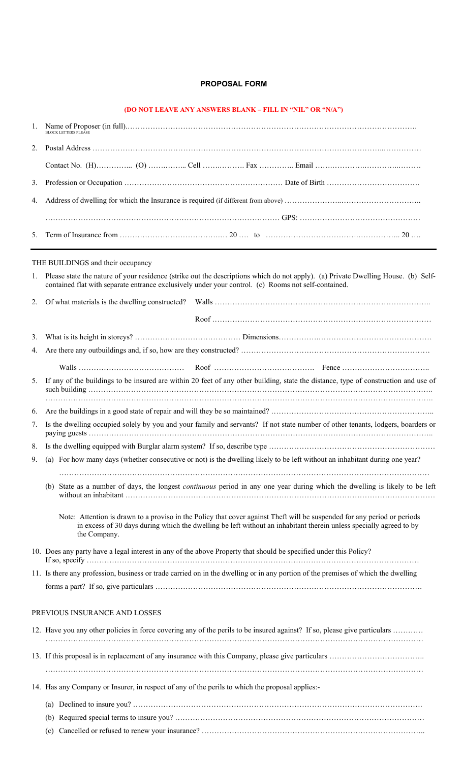# PROPOSAL FORM

**(DO NOT LEAVE ANY ANSWERS BLANK – FILL IN "NIL" OR "N/A")**

1. Name of Proposer (in full)……………………………………………………………………………………………………….
   BLOCK LETTERS PLEASE
2. Postal Address ……………………………………………………………………………………………………..……………
   Contact No. (H)………….. (O) ……..…….. Cell ……..………. Fax ………….. Email ……..………….……….…..………
3. Profession or Occupation ……………………………………………………… Date of Birth ……………………………….
4. Address of dwelling for which the Insurance is required (if different from above) ………………..………………………….
   ……………………………………………………………………………… GPS: …………………………………………
5. Term of Insurance from …………………………………… 20 …. to ………………………………..…………….. 20 ….

---

THE BUILDINGS and their occupancy

1. Please state the nature of your residence (strike out the descriptions which do not apply). (a) Private Dwelling House. (b) Self-contained flat with separate entrance exclusively under your control. (c) Rooms not self-contained.
2. Of what materials is the dwelling constructed? Walls …………………………………………………………………………..
   Roof ……………………………………………………………………………
3. What is its height in storeys? …………………………………… Dimensions……………………………………………………
4. Are there any outbuildings and, if so, how are they constructed? ………………………………………………………………
   Walls …………………………………… Roof …………………………………. Fence ……………………………..
5. If any of the buildings to be insured are within 20 feet of any other building, state the distance, type of construction and use of such building ………………………………………………………………………………………………………………..
   …………………………………………………………………………………………………………………………………….
6. Are the buildings in a good state of repair and will they be so maintained? ……………………………………………………..
7. Is the dwelling occupied solely by you and your family and servants? If not state number of other tenants, lodgers, boarders or paying guests ……………………………………………………………………………………………………………..
8. Is the dwelling equipped with Burglar alarm system? If so, describe type ………………………………………………………
9. (a) For how many days (whether consecutive or not) is the dwelling likely to be left without an inhabitant during one year?
   ……………………………………………………………………………………………………………………………………
   (b) State as a number of days, the longest *continuous* period in any one year during which the dwelling is likely to be left without an inhabitant ……………………………………………………………………………………………………………
   
   Note: Attention is drawn to a proviso in the Policy that cover against Theft will be suspended for any period or periods in excess of 30 days during which the dwelling be left without an inhabitant therein unless specially agreed to by the Company.
10. Does any party have a legal interest in any of the above Property that should be specified under this Policy?
    If so, specify …………………………………………………………………………………………………………………
11. Is there any profession, business or trade carried on in the dwelling or in any portion of the premises of which the dwelling forms a part? If so, give particulars ……………………………………………………………………………………………….

PREVIOUS INSURANCE AND LOSSES

12. Have you any other policies in force covering any of the perils to be insured against? If so, please give particulars …………
    ……………………………………………………………………………………………………………………………………
13. If this proposal is in replacement of any insurance with this Company, please give particulars ………………………………..
    ……………………………………………………………………………………………………………………………………
14. Has any Company or Insurer, in respect of any of the perils to which the proposal applies:-
    (a) Declined to insure you? ………………………………………………………………………………………………
    (b) Required special terms to insure you? ………………………………………………………………………………
    (c) Cancelled or refused to renew your insurance? ……………………………………………………………………..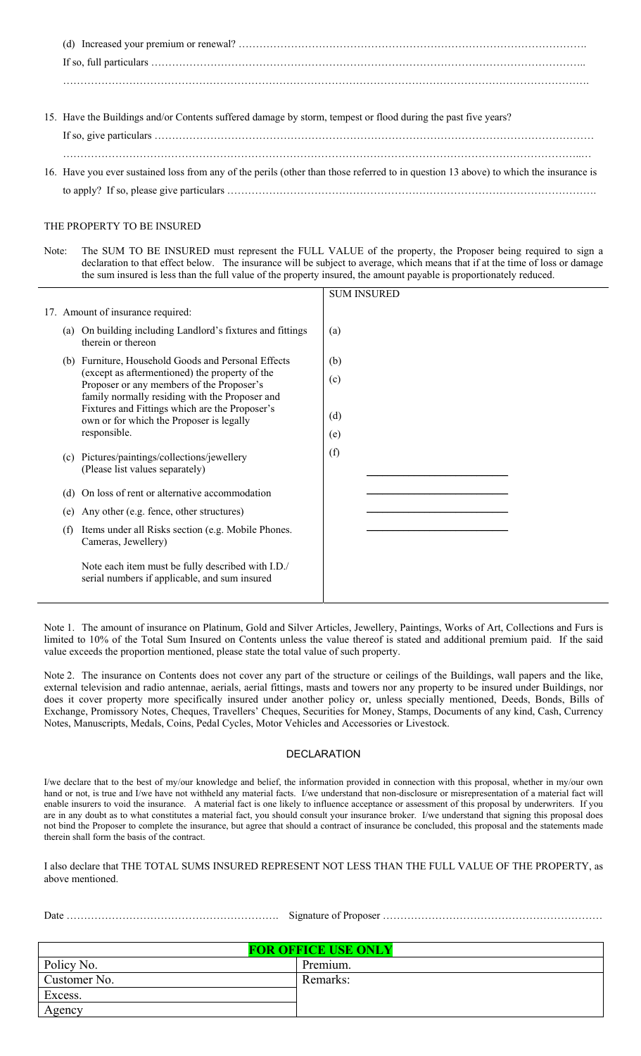(d) Increased your premium or renewal? ……………………………………………………………………………………….

If so, full particulars ………………………………………………………………………………………………………..

…………………………………………………………………………………………………………………………….

15. Have the Buildings and/or Contents suffered damage by storm, tempest or flood during the past five years?

If so, give particulars ……………………………………………………………………………………………………

……………………………………………………………………………………………………………………………

16. Have you ever sustained loss from any of the perils (other than those referred to in question 13 above) to which the insurance is to apply? If so, please give particulars ………………………………………………………………………………….

## THE PROPERTY TO BE INSURED

Note: The SUM TO BE INSURED must represent the FULL VALUE of the property, the Proposer being required to sign a declaration to that effect below. The insurance will be subject to average, which means that if at the time of loss or damage the sum insured is less than the full value of the property insured, the amount payable is proportionately reduced.

| | SUM INSURED |
|---|---|
| 17. Amount of insurance required: | |
| (a) On building including Landlord's fixtures and fittings therein or thereon | (a) |
| (b) Furniture, Household Goods and Personal Effects (except as aftermentioned) the property of the Proposer or any members of the Proposer's family normally residing with the Proposer and Fixtures and Fittings which are the Proposer's own or for which the Proposer is legally responsible. | (b)<br>(c)<br>(d)<br>(e)<br>(f) |
| (c) Pictures/paintings/collections/jewellery (Please list values separately) | |
| (d) On loss of rent or alternative accommodation | |
| (e) Any other (e.g. fence, other structures) | |
| (f) Items under all Risks section (e.g. Mobile Phones. Cameras, Jewellery)<br><br>Note each item must be fully described with I.D./ serial numbers if applicable, and sum insured | |

Note 1. The amount of insurance on Platinum, Gold and Silver Articles, Jewellery, Paintings, Works of Art, Collections and Furs is limited to 10% of the Total Sum Insured on Contents unless the value thereof is stated and additional premium paid. If the said value exceeds the proportion mentioned, please state the total value of such property.

Note 2. The insurance on Contents does not cover any part of the structure or ceilings of the Buildings, wall papers and the like, external television and radio antennae, aerials, aerial fittings, masts and towers nor any property to be insured under Buildings, nor does it cover property more specifically insured under another policy or, unless specially mentioned, Deeds, Bonds, Bills of Exchange, Promissory Notes, Cheques, Travellers' Cheques, Securities for Money, Stamps, Documents of any kind, Cash, Currency Notes, Manuscripts, Medals, Coins, Pedal Cycles, Motor Vehicles and Accessories or Livestock.

## DECLARATION

I/we declare that to the best of my/our knowledge and belief, the information provided in connection with this proposal, whether in my/our own hand or not, is true and I/we have not withheld any material facts. I/we understand that non-disclosure or misrepresentation of a material fact will enable insurers to void the insurance. A material fact is one likely to influence acceptance or assessment of this proposal by underwriters. If you are in any doubt as to what constitutes a material fact, you should consult your insurance broker. I/we understand that signing this proposal does not bind the Proposer to complete the insurance, but agree that should a contract of insurance be concluded, this proposal and the statements made therein shall form the basis of the contract.

I also declare that THE TOTAL SUMS INSURED REPRESENT NOT LESS THAN THE FULL VALUE OF THE PROPERTY, as above mentioned.

Date …………………………………………………… Signature of Proposer ……………………………………………………

| **FOR OFFICE USE ONLY** | |
|---|---|
| Policy No. | Premium. |
| Customer No. | Remarks: |
| Excess. | |
| Agency | |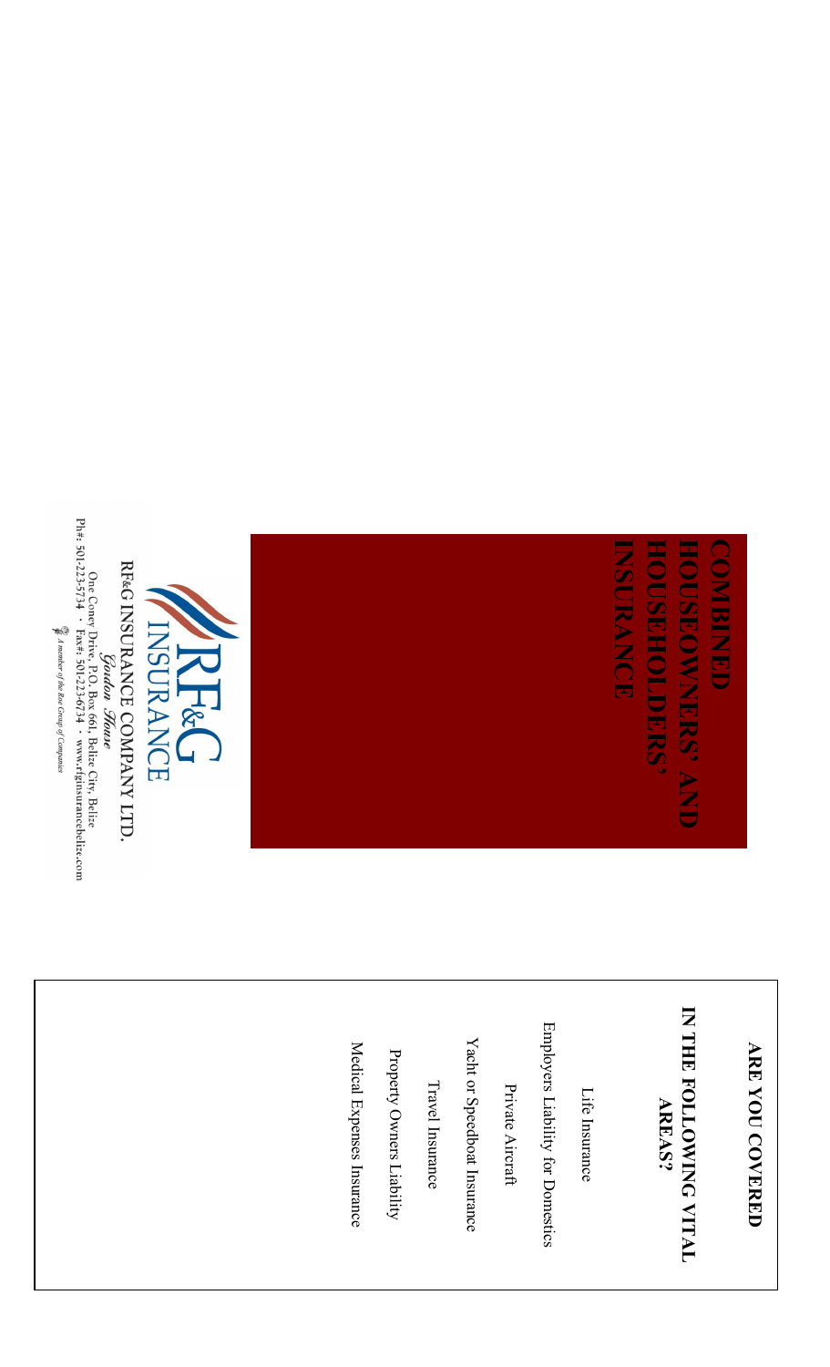# COMBINED HOUSEOWNERS' AND HOUSEHOLDERS' INSURANCE

RF&G INSURANCE

RF&G INSURANCE COMPANY LTD.

*Gordon House*

One Coney Drive, P.O. Box 661, Belize City, Belize

Ph#: 501-223-5734 · Fax#: 501-223-6734 · www.rfginsurancebelize.com

*A member of the Roe Group of Companies*

## ARE YOU COVERED

## IN THE FOLLOWING VITAL AREAS?

Life Insurance

Employers Liability for Domestics

Private Aircraft

Yacht or Speedboat Insurance

Travel Insurance

Property Owners Liability

Medical Expenses Insurance